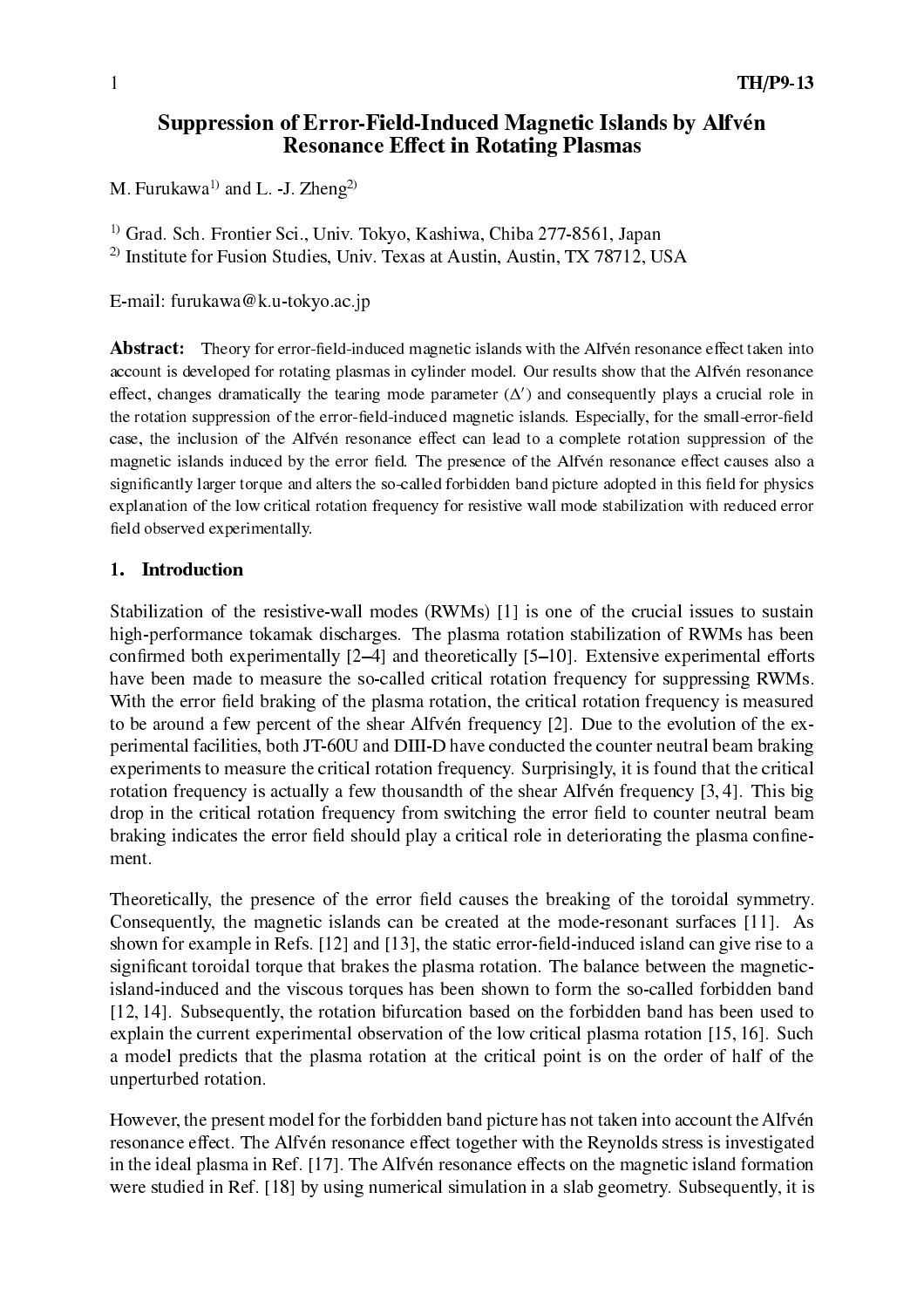# Suppression of Error-Field-Induced Magnetic Islands by Alfvén Resonance Effect in Rotating Plasmas

M. Furukawa[1)] and L. -J. Zheng[2)]

[1)] Grad. Sch. Frontier Sci., Univ. Tokyo, Kashiwa, Chiba 277-8561, Japan
[2)] Institute for Fusion Studies, Univ. Texas at Austin, Austin, TX 78712, USA

E-mail: furukawa@k.u-tokyo.ac.jp

**Abstract:** Theory for error-field-induced magnetic islands with the Alfvén resonance effect taken into account is developed for rotating plasmas in cylinder model. Our results show that the Alfvén resonance effect, changes dramatically the tearing mode parameter ($\Delta'$) and consequently plays a crucial role in the rotation suppression of the error-field-induced magnetic islands. Especially, for the small-error-field case, the inclusion of the Alfvén resonance effect can lead to a complete rotation suppression of the magnetic islands induced by the error field. The presence of the Alfvén resonance effect causes also a significantly larger torque and alters the so-called forbidden band picture adopted in this field for physics explanation of the low critical rotation frequency for resistive wall mode stabilization with reduced error field observed experimentally.

## 1. Introduction

Stabilization of the resistive-wall modes (RWMs) [1] is one of the crucial issues to sustain high-performance tokamak discharges. The plasma rotation stabilization of RWMs has been confirmed both experimentally [2–4] and theoretically [5–10]. Extensive experimental efforts have been made to measure the so-called critical rotation frequency for suppressing RWMs. With the error field braking of the plasma rotation, the critical rotation frequency is measured to be around a few percent of the shear Alfvén frequency [2]. Due to the evolution of the experimental facilities, both JT-60U and DIII-D have conducted the counter neutral beam braking experiments to measure the critical rotation frequency. Surprisingly, it is found that the critical rotation frequency is actually a few thousandth of the shear Alfvén frequency [3, 4]. This big drop in the critical rotation frequency from switching the error field to counter neutral beam braking indicates the error field should play a critical role in deteriorating the plasma confinement.

Theoretically, the presence of the error field causes the breaking of the toroidal symmetry. Consequently, the magnetic islands can be created at the mode-resonant surfaces [11]. As shown for example in Refs. [12] and [13], the static error-field-induced island can give rise to a significant toroidal torque that brakes the plasma rotation. The balance between the magnetic-island-induced and the viscous torques has been shown to form the so-called forbidden band [12, 14]. Subsequently, the rotation bifurcation based on the forbidden band has been used to explain the current experimental observation of the low critical plasma rotation [15, 16]. Such a model predicts that the plasma rotation at the critical point is on the order of half of the unperturbed rotation.

However, the present model for the forbidden band picture has not taken into account the Alfvén resonance effect. The Alfvén resonance effect together with the Reynolds stress is investigated in the ideal plasma in Ref. [17]. The Alfvén resonance effects on the magnetic island formation were studied in Ref. [18] by using numerical simulation in a slab geometry. Subsequently, it is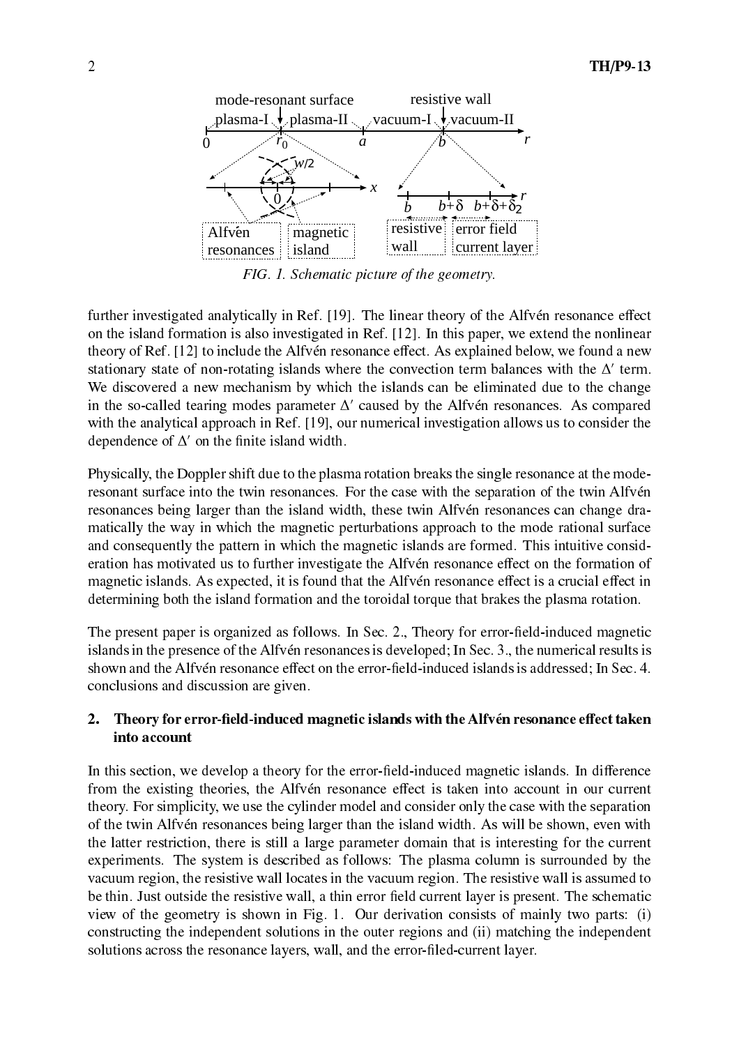FIG. 1. *Schematic picture of the geometry.*

further investigated analytically in Ref. [19]. The linear theory of the Alfvén resonance effect on the island formation is also investigated in Ref. [12]. In this paper, we extend the nonlinear theory of Ref. [12] to include the Alfvén resonance effect. As explained below, we found a new stationary state of non-rotating islands where the convection term balances with the $\Delta'$ term. We discovered a new mechanism by which the islands can be eliminated due to the change in the so-called tearing modes parameter $\Delta'$ caused by the Alfvén resonances. As compared with the analytical approach in Ref. [19], our numerical investigation allows us to consider the dependence of $\Delta'$ on the finite island width.

Physically, the Doppler shift due to the plasma rotation breaks the single resonance at the mode-resonant surface into the twin resonances. For the case with the separation of the twin Alfvén resonances being larger than the island width, these twin Alfvén resonances can change dramatically the way in which the magnetic perturbations approach to the mode rational surface and consequently the pattern in which the magnetic islands are formed. This intuitive consideration has motivated us to further investigate the Alfvén resonance effect on the formation of magnetic islands. As expected, it is found that the Alfvén resonance effect is a crucial effect in determining both the island formation and the toroidal torque that brakes the plasma rotation.

The present paper is organized as follows. In Sec. 2., Theory for error-field-induced magnetic islands in the presence of the Alfvén resonances is developed; In Sec. 3., the numerical results is shown and the Alfvén resonance effect on the error-field-induced islands is addressed; In Sec. 4. conclusions and discussion are given.

## 2. Theory for error-field-induced magnetic islands with the Alfvén resonance effect taken into account

In this section, we develop a theory for the error-field-induced magnetic islands. In difference from the existing theories, the Alfvén resonance effect is taken into account in our current theory. For simplicity, we use the cylinder model and consider only the case with the separation of the twin Alfvén resonances being larger than the island width. As will be shown, even with the latter restriction, there is still a large parameter domain that is interesting for the current experiments. The system is described as follows: The plasma column is surrounded by the vacuum region, the resistive wall locates in the vacuum region. The resistive wall is assumed to be thin. Just outside the resistive wall, a thin error field current layer is present. The schematic view of the geometry is shown in Fig. 1. Our derivation consists of mainly two parts: (i) constructing the independent solutions in the outer regions and (ii) matching the independent solutions across the resonance layers, wall, and the error-filed-current layer.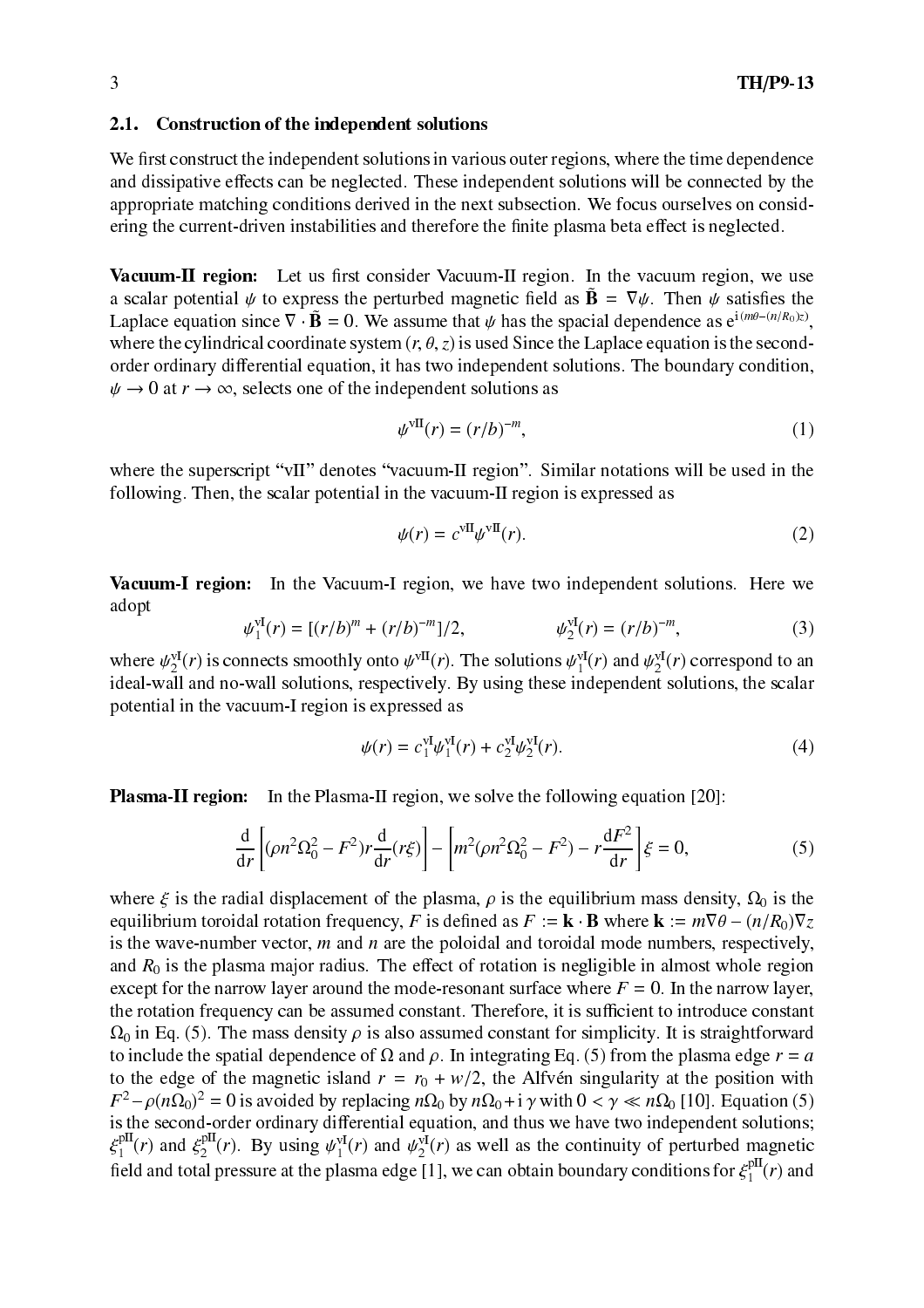### 2.1. Construction of the independent solutions

We first construct the independent solutions in various outer regions, where the time dependence and dissipative effects can be neglected. These independent solutions will be connected by the appropriate matching conditions derived in the next subsection. We focus ourselves on considering the current-driven instabilities and therefore the finite plasma beta effect is neglected.

**Vacuum-II region:** Let us first consider Vacuum-II region. In the vacuum region, we use a scalar potential $\psi$ to express the perturbed magnetic field as $\tilde{\mathbf{B}} = \nabla\psi$. Then $\psi$ satisfies the Laplace equation since $\nabla \cdot \tilde{\mathbf{B}} = 0$. We assume that $\psi$ has the spacial dependence as $e^{i(m\theta-(n/R_0)z)}$, where the cylindrical coordinate system $(r, \theta, z)$ is used Since the Laplace equation is the second-order ordinary differential equation, it has two independent solutions. The boundary condition, $\psi \to 0$ at $r \to \infty$, selects one of the independent solutions as

$$\psi^{\mathrm{vII}}(r) = (r/b)^{-m}, \tag{1}$$

where the superscript "vII" denotes "vacuum-II region". Similar notations will be used in the following. Then, the scalar potential in the vacuum-II region is expressed as

$$\psi(r) = c^{\mathrm{vII}}\psi^{\mathrm{vII}}(r). \tag{2}$$

**Vacuum-I region:** In the Vacuum-I region, we have two independent solutions. Here we adopt

$$\psi_1^{\mathrm{vI}}(r) = [(r/b)^m + (r/b)^{-m}]/2, \qquad \psi_2^{\mathrm{vI}}(r) = (r/b)^{-m}, \tag{3}$$

where $\psi_2^{\mathrm{vI}}(r)$ is connects smoothly onto $\psi^{\mathrm{vII}}(r)$. The solutions $\psi_1^{\mathrm{vI}}(r)$ and $\psi_2^{\mathrm{vI}}(r)$ correspond to an ideal-wall and no-wall solutions, respectively. By using these independent solutions, the scalar potential in the vacuum-I region is expressed as

$$\psi(r) = c_1^{\mathrm{vI}}\psi_1^{\mathrm{vI}}(r) + c_2^{\mathrm{vI}}\psi_2^{\mathrm{vI}}(r). \tag{4}$$

**Plasma-II region:** In the Plasma-II region, we solve the following equation [20]:

$$\frac{\mathrm{d}}{\mathrm{d}r}\left[(\rho n^2\Omega_0^2 - F^2)r\frac{\mathrm{d}}{\mathrm{d}r}(r\xi)\right] - \left[m^2(\rho n^2\Omega_0^2 - F^2) - r\frac{\mathrm{d}F^2}{\mathrm{d}r}\right]\xi = 0, \tag{5}$$

where $\xi$ is the radial displacement of the plasma, $\rho$ is the equilibrium mass density, $\Omega_0$ is the equilibrium toroidal rotation frequency, $F$ is defined as $F := \mathbf{k} \cdot \mathbf{B}$ where $\mathbf{k} := m\nabla\theta - (n/R_0)\nabla z$ is the wave-number vector, $m$ and $n$ are the poloidal and toroidal mode numbers, respectively, and $R_0$ is the plasma major radius. The effect of rotation is negligible in almost whole region except for the narrow layer around the mode-resonant surface where $F = 0$. In the narrow layer, the rotation frequency can be assumed constant. Therefore, it is sufficient to introduce constant $\Omega_0$ in Eq. (5). The mass density $\rho$ is also assumed constant for simplicity. It is straightforward to include the spatial dependence of $\Omega$ and $\rho$. In integrating Eq. (5) from the plasma edge $r = a$ to the edge of the magnetic island $r = r_0 + w/2$, the Alfvén singularity at the position with $F^2 - \rho(n\Omega_0)^2 = 0$ is avoided by replacing $n\Omega_0$ by $n\Omega_0 + i\gamma$ with $0 < \gamma \ll n\Omega_0$ [10]. Equation (5) is the second-order ordinary differential equation, and thus we have two independent solutions; $\xi_1^{\mathrm{pII}}(r)$ and $\xi_2^{\mathrm{pII}}(r)$. By using $\psi_1^{\mathrm{vI}}(r)$ and $\psi_2^{\mathrm{vI}}(r)$ as well as the continuity of perturbed magnetic field and total pressure at the plasma edge [1], we can obtain boundary conditions for $\xi_1^{\mathrm{pII}}(r)$ and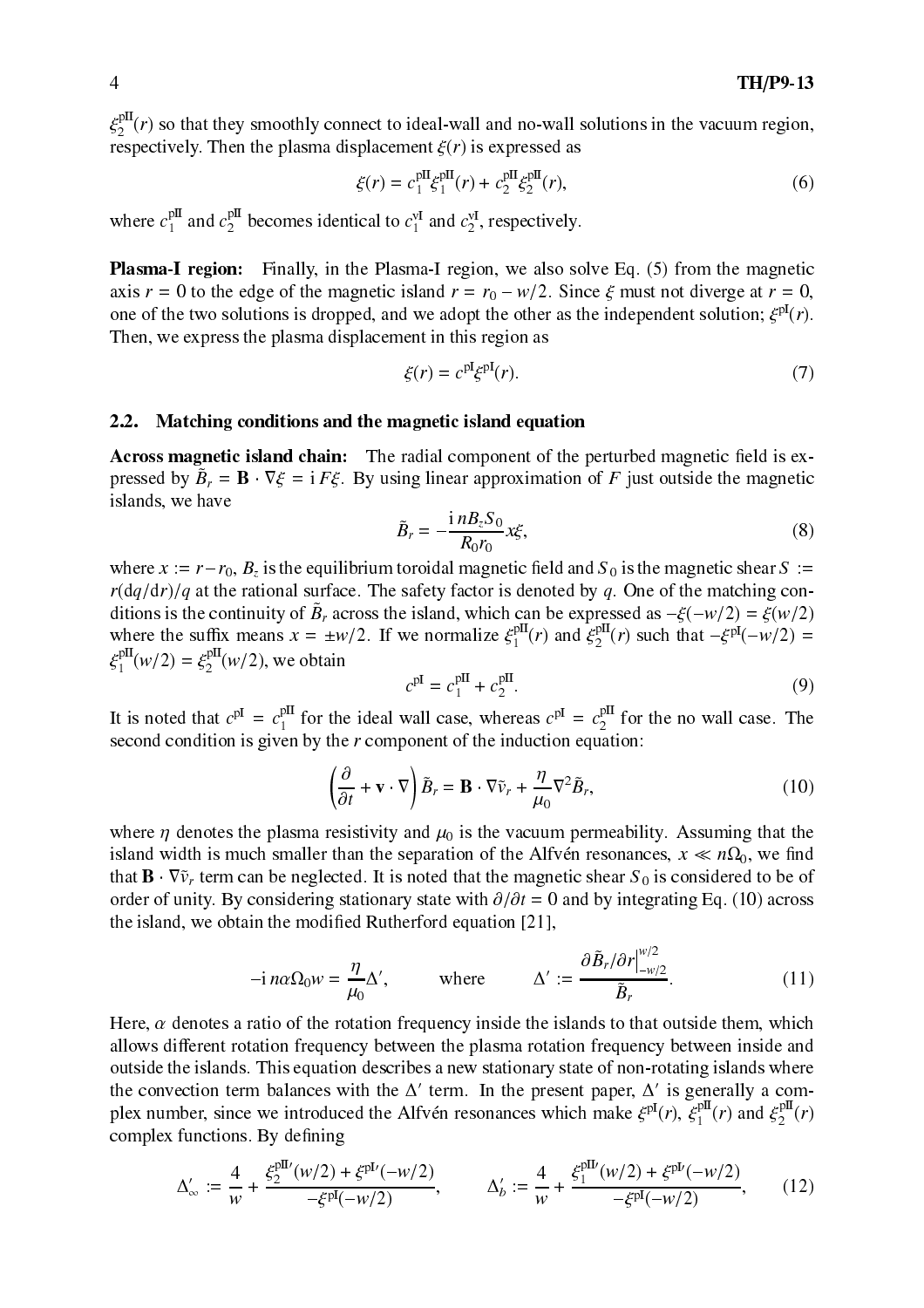$\xi_2^{\rm pII}(r)$ so that they smoothly connect to ideal-wall and no-wall solutions in the vacuum region, respectively. Then the plasma displacement $\xi(r)$ is expressed as

$$\xi(r) = c_1^{\rm pII}\xi_1^{\rm pII}(r) + c_2^{\rm pII}\xi_2^{\rm pII}(r), \tag{6}$$

where $c_1^{\rm pII}$ and $c_2^{\rm pII}$ becomes identical to $c_1^{\rm vI}$ and $c_2^{\rm vI}$, respectively.

**Plasma-I region:** Finally, in the Plasma-I region, we also solve Eq. (5) from the magnetic axis $r = 0$ to the edge of the magnetic island $r = r_0 - w/2$. Since $\xi$ must not diverge at $r = 0$, one of the two solutions is dropped, and we adopt the other as the independent solution; $\xi^{\rm pI}(r)$. Then, we express the plasma displacement in this region as

$$\xi(r) = c^{\rm pI}\xi^{\rm pI}(r). \tag{7}$$

### 2.2. Matching conditions and the magnetic island equation

**Across magnetic island chain:** The radial component of the perturbed magnetic field is expressed by $\tilde{B}_r = \mathbf{B}\cdot\nabla\xi = \mathrm{i}\,F\xi$. By using linear approximation of $F$ just outside the magnetic islands, we have

$$\tilde{B}_r = -\frac{\mathrm{i}\,nB_zS_0}{R_0r_0}x\xi, \tag{8}$$

where $x := r - r_0$, $B_z$ is the equilibrium toroidal magnetic field and $S_0$ is the magnetic shear $S := r(\mathrm{d}q/\mathrm{d}r)/q$ at the rational surface. The safety factor is denoted by $q$. One of the matching conditions is the continuity of $\tilde{B}_r$ across the island, which can be expressed as $-\xi(-w/2) = \xi(w/2)$ where the suffix means $x = \pm w/2$. If we normalize $\xi_1^{\rm pII}(r)$ and $\xi_2^{\rm pII}(r)$ such that $-\xi^{\rm pI}(-w/2) = \xi_1^{\rm pII}(w/2) = \xi_2^{\rm pII}(w/2)$, we obtain

$$c^{\rm pI} = c_1^{\rm pII} + c_2^{\rm pII}. \tag{9}$$

It is noted that $c^{\rm pI} = c_1^{\rm pII}$ for the ideal wall case, whereas $c^{\rm pI} = c_2^{\rm pII}$ for the no wall case. The second condition is given by the $r$ component of the induction equation:

$$\left(\frac{\partial}{\partial t} + \mathbf{v}\cdot\nabla\right)\tilde{B}_r = \mathbf{B}\cdot\nabla\tilde{v}_r + \frac{\eta}{\mu_0}\nabla^2\tilde{B}_r, \tag{10}$$

where $\eta$ denotes the plasma resistivity and $\mu_0$ is the vacuum permeability. Assuming that the island width is much smaller than the separation of the Alfvén resonances, $x \ll n\Omega_0$, we find that $\mathbf{B}\cdot\nabla\tilde{v}_r$ term can be neglected. It is noted that the magnetic shear $S_0$ is considered to be of order of unity. By considering stationary state with $\partial/\partial t = 0$ and by integrating Eq. (10) across the island, we obtain the modified Rutherford equation [21],

$$-\mathrm{i}\,n\alpha\Omega_0 w = \frac{\eta}{\mu_0}\Delta', \qquad \text{where} \qquad \Delta' := \frac{\partial\tilde{B}_r/\partial r\big|_{-w/2}^{w/2}}{\tilde{B}_r}. \tag{11}$$

Here, $\alpha$ denotes a ratio of the rotation frequency inside the islands to that outside them, which allows different rotation frequency between the plasma rotation frequency between inside and outside the islands. This equation describes a new stationary state of non-rotating islands where the convection term balances with the $\Delta'$ term. In the present paper, $\Delta'$ is generally a complex number, since we introduced the Alfvén resonances which make $\xi^{\rm pI}(r)$, $\xi_1^{\rm pII}(r)$ and $\xi_2^{\rm pII}(r)$ complex functions. By defining

$$\Delta'_\infty := \frac{4}{w} + \frac{\xi_2^{\rm pII\prime}(w/2) + \xi^{\rm pI\prime}(-w/2)}{-\xi^{\rm pI}(-w/2)}, \qquad \Delta'_b := \frac{4}{w} + \frac{\xi_1^{\rm pII\prime}(w/2) + \xi^{\rm pI\prime}(-w/2)}{-\xi^{\rm pI}(-w/2)}, \tag{12}$$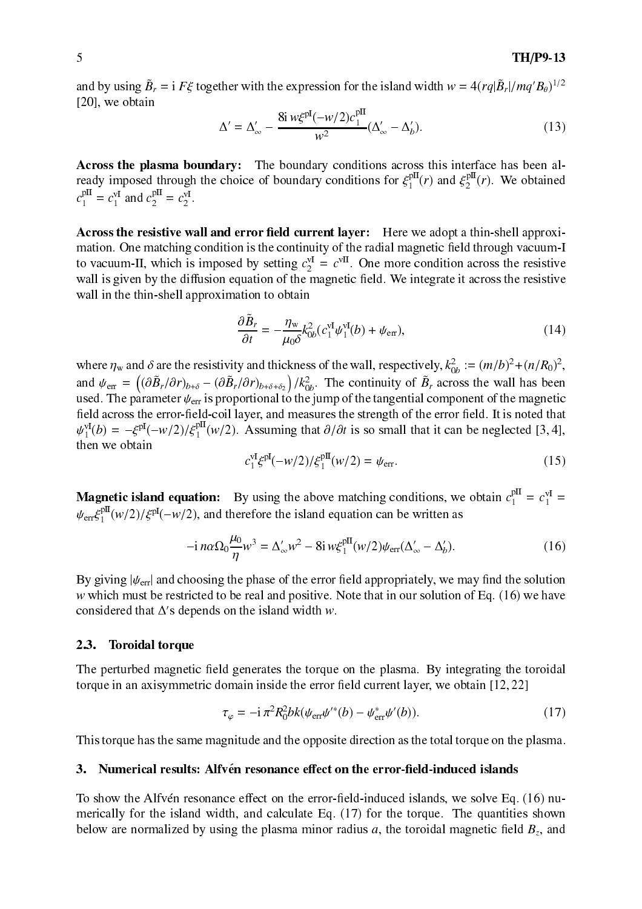and by using $\tilde{B}_r = \mathrm{i}\, F\xi$ together with the expression for the island width $w = 4(rq|\tilde{B}_r|/mq'B_\theta)^{1/2}$ [20], we obtain

$$\Delta' = \Delta'_\infty - \frac{8\mathrm{i}\, w\xi^{\mathrm{pI}}(-w/2)c_1^{\mathrm{pII}}}{w^2}(\Delta'_\infty - \Delta'_b). \tag{13}$$

**Across the plasma boundary:** The boundary conditions across this interface has been already imposed through the choice of boundary conditions for $\xi_1^{\mathrm{pII}}(r)$ and $\xi_2^{\mathrm{pII}}(r)$. We obtained $c_1^{\mathrm{pII}} = c_1^{\mathrm{vI}}$ and $c_2^{\mathrm{pII}} = c_2^{\mathrm{vI}}$.

**Across the resistive wall and error field current layer:** Here we adopt a thin-shell approximation. One matching condition is the continuity of the radial magnetic field through vacuum-I to vacuum-II, which is imposed by setting $c_2^{\mathrm{vI}} = c^{\mathrm{vII}}$. One more condition across the resistive wall is given by the diffusion equation of the magnetic field. We integrate it across the resistive wall in the thin-shell approximation to obtain

$$\frac{\partial \tilde{B}_r}{\partial t} = -\frac{\eta_{\mathrm{w}}}{\mu_0 \delta} k_{0b}^2 (c_1^{\mathrm{vI}} \psi_1^{\mathrm{vI}}(b) + \psi_{\mathrm{err}}), \tag{14}$$

where $\eta_{\mathrm{w}}$ and $\delta$ are the resistivity and thickness of the wall, respectively, $k_{0b}^2 := (m/b)^2 + (n/R_0)^2$, and $\psi_{\mathrm{err}} = \left( (\partial \tilde{B}_r/\partial r)_{b+\delta} - (\partial \tilde{B}_r/\partial r)_{b+\delta+\delta_2} \right)/k_{0b}^2$. The continuity of $\tilde{B}_r$ across the wall has been used. The parameter $\psi_{\mathrm{err}}$ is proportional to the jump of the tangential component of the magnetic field across the error-field-coil layer, and measures the strength of the error field. It is noted that $\psi_1^{\mathrm{vI}}(b) = -\xi^{\mathrm{pI}}(-w/2)/\xi_1^{\mathrm{pII}}(w/2)$. Assuming that $\partial/\partial t$ is so small that it can be neglected [3, 4], then we obtain

$$c_1^{\mathrm{vI}} \xi^{\mathrm{pI}}(-w/2)/\xi_1^{\mathrm{pII}}(w/2) = \psi_{\mathrm{err}}. \tag{15}$$

**Magnetic island equation:** By using the above matching conditions, we obtain $c_1^{\mathrm{pII}} = c_1^{\mathrm{vI}} = \psi_{\mathrm{err}} \xi_1^{\mathrm{pII}}(w/2)/\xi^{\mathrm{pI}}(-w/2)$, and therefore the island equation can be written as

$$-\mathrm{i}\, n\alpha\Omega_0 \frac{\mu_0}{\eta} w^3 = \Delta'_\infty w^2 - 8\mathrm{i}\, w\xi_1^{\mathrm{pII}}(w/2)\psi_{\mathrm{err}}(\Delta'_\infty - \Delta'_b). \tag{16}$$

By giving $|\psi_{\mathrm{err}}|$ and choosing the phase of the error field appropriately, we may find the solution $w$ which must be restricted to be real and positive. Note that in our solution of Eq. (16) we have considered that $\Delta'$s depends on the island width $w$.

### 2.3. Toroidal torque

The perturbed magnetic field generates the torque on the plasma. By integrating the toroidal torque in an axisymmetric domain inside the error field current layer, we obtain [12, 22]

$$\tau_\varphi = -\mathrm{i}\, \pi^2 R_0^2 bk(\psi_{\mathrm{err}} \psi'^*(b) - \psi_{\mathrm{err}}^* \psi'(b)). \tag{17}$$

This torque has the same magnitude and the opposite direction as the total torque on the plasma.

## 3. Numerical results: Alfvén resonance effect on the error-field-induced islands

To show the Alfvén resonance effect on the error-field-induced islands, we solve Eq. (16) numerically for the island width, and calculate Eq. (17) for the torque. The quantities shown below are normalized by using the plasma minor radius $a$, the toroidal magnetic field $B_z$, and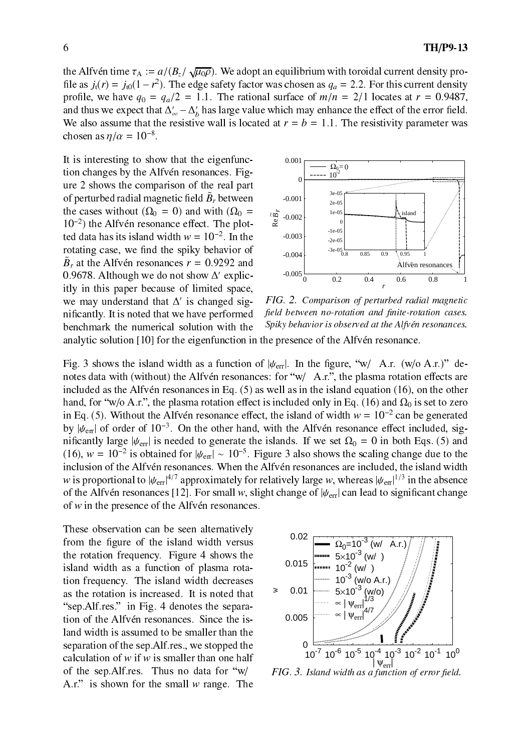the Alfvén time $\tau_A := a/(B_z/\sqrt{\mu_0\rho})$. We adopt an equilibrium with toroidal current density profile as $j_t(r) = j_{t0}(1 - r^2)$. The edge safety factor was chosen as $q_a = 2.2$. For this current density profile, we have $q_0 = q_a/2 = 1.1$. The rational surface of $m/n = 2/1$ locates at $r = 0.9487$, and thus we expect that $\Delta'_\infty - \Delta'_b$ has large value which may enhance the effect of the error field. We also assume that the resistive wall is located at $r = b = 1.1$. The resistivity parameter was chosen as $\eta/\alpha = 10^{-8}$.

It is interesting to show that the eigenfunction changes by the Alfvén resonances. Figure 2 shows the comparison of the real part of perturbed radial magnetic field $\tilde{B}_r$ between the cases without ($\Omega_0 = 0$) and with ($\Omega_0 = 10^{-2}$) the Alfvén resonance effect. The plotted data has its island width $w = 10^{-2}$. In the rotating case, we find the spiky behavior of $\tilde{B}_r$ at the Alfvén resonances $r = 0.9292$ and $0.9678$. Although we do not show $\Delta'$ explicitly in this paper because of limited space, we may understand that $\Delta'$ is changed significantly. It is noted that we have performed benchmark the numerical solution with the analytic solution [10] for the eigenfunction in the presence of the Alfvén resonance.

*FIG. 2. Comparison of perturbed radial magnetic field between no-rotation and finite-rotation cases. Spiky behavior is observed at the Alfvén resonances.*

Fig. 3 shows the island width as a function of $|\psi_{err}|$. In the figure, "w/ A.r. (w/o A.r.)" denotes data with (without) the Alfvén resonances: for "w/ A.r.", the plasma rotation effects are included as the Alfvén resonances in Eq. (5) as well as in the island equation (16), on the other hand, for "w/o A.r.", the plasma rotation effect is included only in Eq. (16) and $\Omega_0$ is set to zero in Eq. (5). Without the Alfvén resonance effect, the island of width $w = 10^{-2}$ can be generated by $|\psi_{err}|$ of order of $10^{-3}$. On the other hand, with the Alfvén resonance effect included, significantly large $|\psi_{err}|$ is needed to generate the islands. If we set $\Omega_0 = 0$ in both Eqs. (5) and (16), $w = 10^{-2}$ is obtained for $|\psi_{err}| \sim 10^{-5}$. Figure 3 also shows the scaling change due to the inclusion of the Alfvén resonances. When the Alfvén resonances are included, the island width $w$ is proportional to $|\psi_{err}|^{4/7}$ approximately for relatively large $w$, whereas $|\psi_{err}|^{1/3}$ in the absence of the Alfvén resonances [12]. For small $w$, slight change of $|\psi_{err}|$ can lead to significant change of $w$ in the presence of the Alfvén resonances.

These observation can be seen alternatively from the figure of the island width versus the rotation frequency. Figure 4 shows the island width as a function of plasma rotation frequency. The island width decreases as the rotation is increased. It is noted that "sep.Alf.res." in Fig. 4 denotes the separation of the Alfvén resonances. Since the island width is assumed to be smaller than the separation of the sep.Alf.res., we stopped the calculation of $w$ if $w$ is smaller than one half of the sep.Alf.res. Thus no data for "w/ A.r." is shown for the small $w$ range. The

*FIG. 3. Island width as a function of error field.*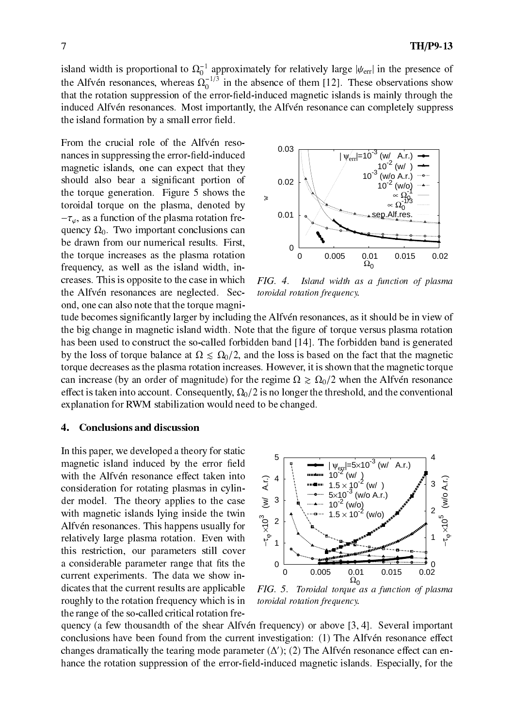island width is proportional to $\Omega_0^{-1}$ approximately for relatively large $|\psi_{\rm err}|$ in the presence of the Alfvén resonances, whereas $\Omega_0^{-1/3}$ in the absence of them [12]. These observations show that the rotation suppression of the error-field-induced magnetic islands is mainly through the induced Alfvén resonances. Most importantly, the Alfvén resonance can completely suppress the island formation by a small error field.

From the crucial role of the Alfvén resonances in suppressing the error-field-induced magnetic islands, one can expect that they should also bear a significant portion of the torque generation. Figure 5 shows the toroidal torque on the plasma, denoted by $-\tau_\varphi$, as a function of the plasma rotation frequency $\Omega_0$. Two important conclusions can be drawn from our numerical results. First, the torque increases as the plasma rotation frequency, as well as the island width, increases. This is opposite to the case in which the Alfvén resonances are neglected. Second, one can also note that the torque magnitude becomes significantly larger by including the Alfvén resonances, as it should be in view of the big change in magnetic island width. Note that the figure of torque versus plasma rotation has been used to construct the so-called forbidden band [14]. The forbidden band is generated by the loss of torque balance at $\Omega \lesssim \Omega_0/2$, and the loss is based on the fact that the magnetic torque decreases as the plasma rotation increases. However, it is shown that the magnetic torque can increase (by an order of magnitude) for the regime $\Omega \gtrsim \Omega_0/2$ when the Alfvén resonance effect is taken into account. Consequently, $\Omega_0/2$ is no longer the threshold, and the conventional explanation for RWM stabilization would need to be changed.

*FIG. 4. Island width as a function of plasma toroidal rotation frequency.*

## 4. Conclusions and discussion

In this paper, we developed a theory for static magnetic island induced by the error field with the Alfvén resonance effect taken into consideration for rotating plasmas in cylinder model. The theory applies to the case with magnetic islands lying inside the twin Alfvén resonances. This happens usually for relatively large plasma rotation. Even with this restriction, our parameters still cover a considerable parameter range that fits the current experiments. The data we show indicates that the current results are applicable roughly to the rotation frequency which is in the range of the so-called critical rotation frequency (a few thousandth of the shear Alfvén frequency) or above [3, 4]. Several important conclusions have been found from the current investigation: (1) The Alfvén resonance effect changes dramatically the tearing mode parameter ($\Delta'$); (2) The Alfvén resonance effect can enhance the rotation suppression of the error-field-induced magnetic islands. Especially, for the

*FIG. 5. Toroidal torque as a function of plasma toroidal rotation frequency.*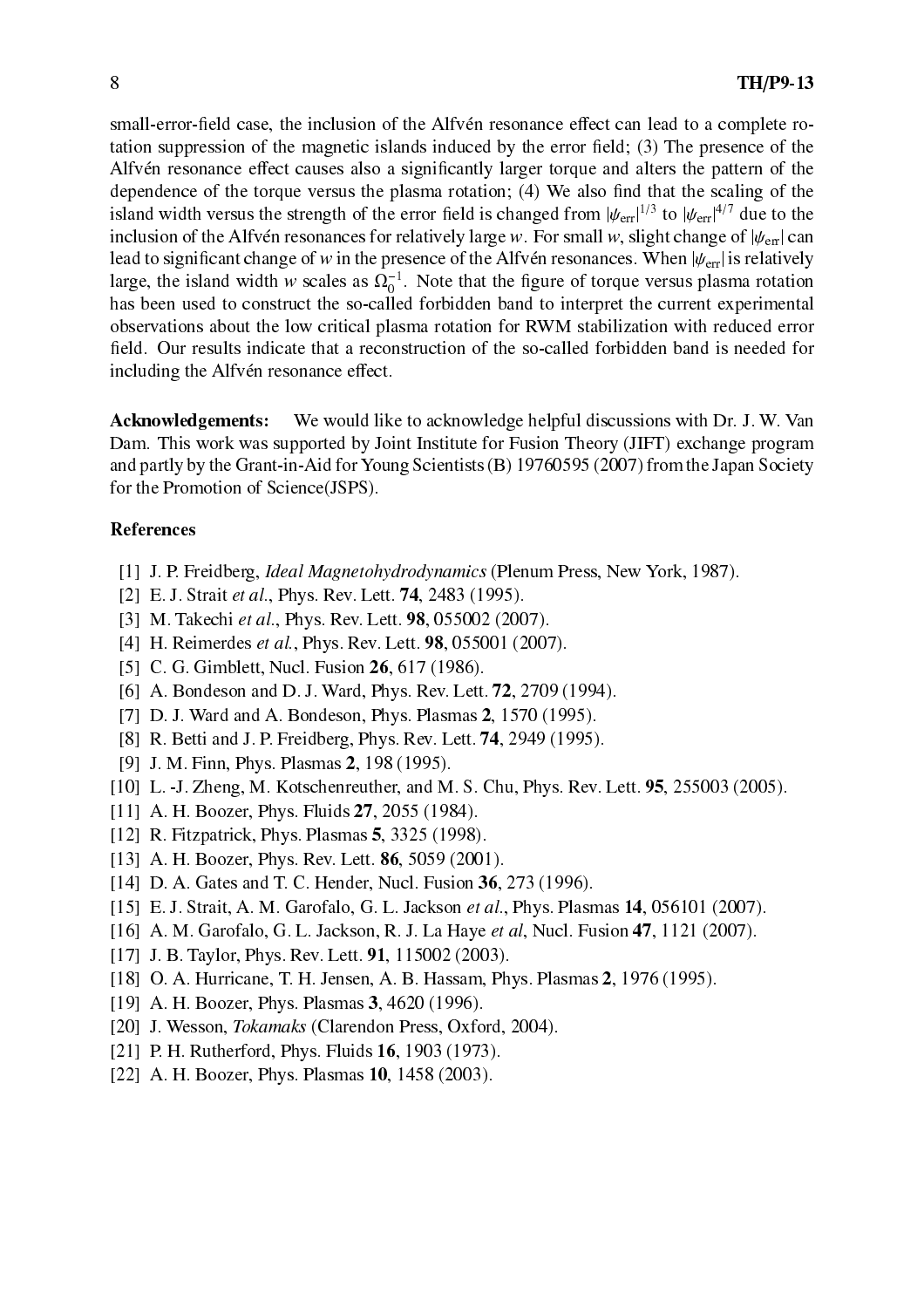small-error-field case, the inclusion of the Alfvén resonance effect can lead to a complete rotation suppression of the magnetic islands induced by the error field; (3) The presence of the Alfvén resonance effect causes also a significantly larger torque and alters the pattern of the dependence of the torque versus the plasma rotation; (4) We also find that the scaling of the island width versus the strength of the error field is changed from $|\psi_{err}|^{1/3}$ to $|\psi_{err}|^{4/7}$ due to the inclusion of the Alfvén resonances for relatively large $w$. For small $w$, slight change of $|\psi_{err}|$ can lead to significant change of $w$ in the presence of the Alfvén resonances. When $|\psi_{err}|$ is relatively large, the island width $w$ scales as $\Omega_0^{-1}$. Note that the figure of torque versus plasma rotation has been used to construct the so-called forbidden band to interpret the current experimental observations about the low critical plasma rotation for RWM stabilization with reduced error field. Our results indicate that a reconstruction of the so-called forbidden band is needed for including the Alfvén resonance effect.

**Acknowledgements:** We would like to acknowledge helpful discussions with Dr. J. W. Van Dam. This work was supported by Joint Institute for Fusion Theory (JIFT) exchange program and partly by the Grant-in-Aid for Young Scientists (B) 19760595 (2007) from the Japan Society for the Promotion of Science(JSPS).

**References**

[1] J. P. Freidberg, *Ideal Magnetohydrodynamics* (Plenum Press, New York, 1987).

[2] E. J. Strait *et al.*, Phys. Rev. Lett. **74**, 2483 (1995).

[3] M. Takechi *et al.*, Phys. Rev. Lett. **98**, 055002 (2007).

[4] H. Reimerdes *et al.*, Phys. Rev. Lett. **98**, 055001 (2007).

[5] C. G. Gimblett, Nucl. Fusion **26**, 617 (1986).

[6] A. Bondeson and D. J. Ward, Phys. Rev. Lett. **72**, 2709 (1994).

[7] D. J. Ward and A. Bondeson, Phys. Plasmas **2**, 1570 (1995).

[8] R. Betti and J. P. Freidberg, Phys. Rev. Lett. **74**, 2949 (1995).

[9] J. M. Finn, Phys. Plasmas **2**, 198 (1995).

[10] L. -J. Zheng, M. Kotschenreuther, and M. S. Chu, Phys. Rev. Lett. **95**, 255003 (2005).

[11] A. H. Boozer, Phys. Fluids **27**, 2055 (1984).

[12] R. Fitzpatrick, Phys. Plasmas **5**, 3325 (1998).

[13] A. H. Boozer, Phys. Rev. Lett. **86**, 5059 (2001).

[14] D. A. Gates and T. C. Hender, Nucl. Fusion **36**, 273 (1996).

[15] E. J. Strait, A. M. Garofalo, G. L. Jackson *et al.*, Phys. Plasmas **14**, 056101 (2007).

[16] A. M. Garofalo, G. L. Jackson, R. J. La Haye *et al*, Nucl. Fusion **47**, 1121 (2007).

[17] J. B. Taylor, Phys. Rev. Lett. **91**, 115002 (2003).

[18] O. A. Hurricane, T. H. Jensen, A. B. Hassam, Phys. Plasmas **2**, 1976 (1995).

[19] A. H. Boozer, Phys. Plasmas **3**, 4620 (1996).

[20] J. Wesson, *Tokamaks* (Clarendon Press, Oxford, 2004).

[21] P. H. Rutherford, Phys. Fluids **16**, 1903 (1973).

[22] A. H. Boozer, Phys. Plasmas **10**, 1458 (2003).